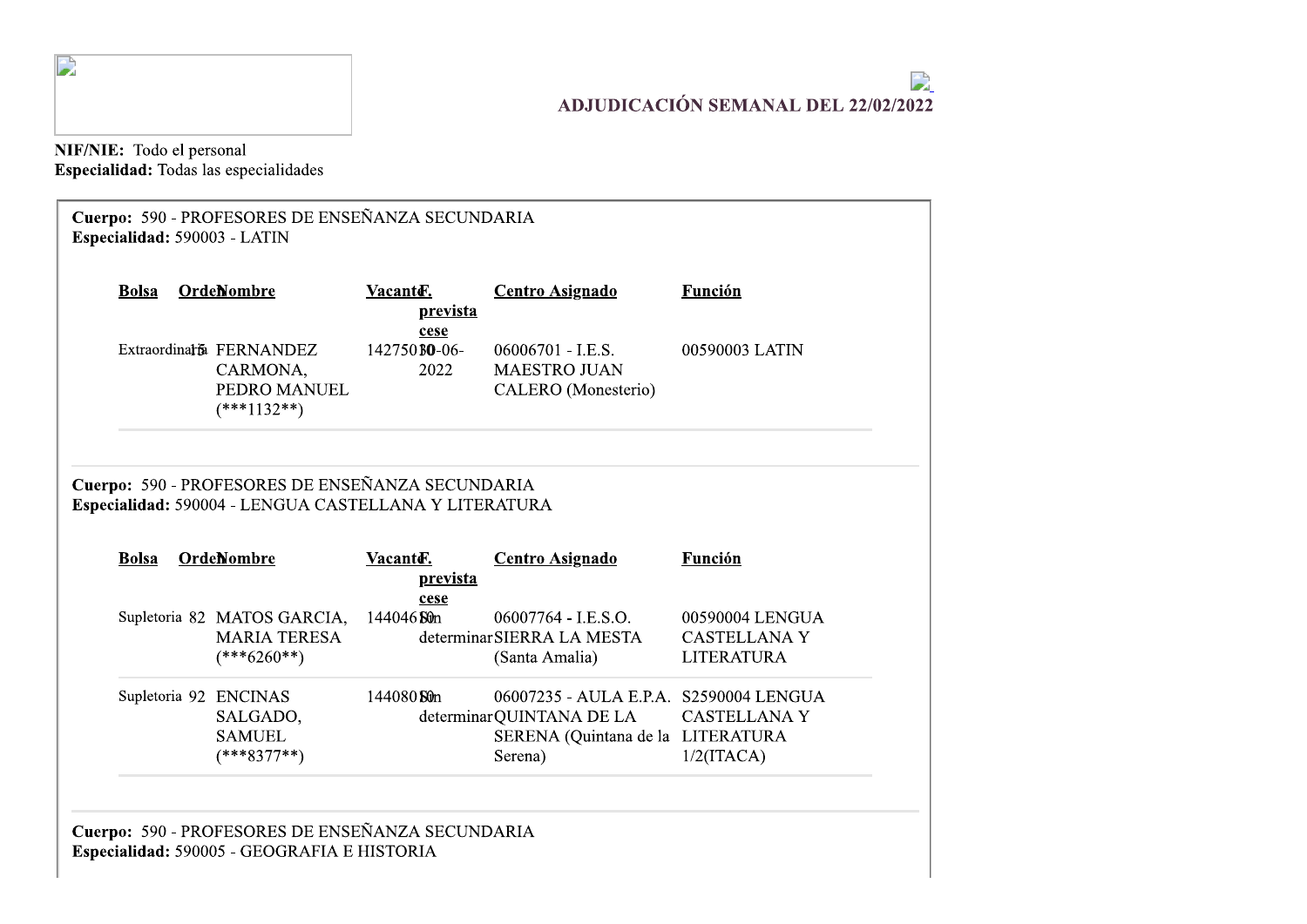## ADJUDICACIÓN SEMANAL DEL 22/02/2022

**NIF/NIE:** Todo el personal
**Especialidad:** Todas las especialidades

**Cuerpo:** 590 - PROFESORES DE ENSEÑANZA SECUNDARIA
**Especialidad:** 590003 - LATIN

| Bolsa | Orden | Nombre | Vacante | F. prevista cese | Centro Asignado | Función |
|---|---|---|---|---|---|---|
| Extraordinaria | 15 | FERNANDEZ CARMONA, PEDRO MANUEL (***1132**) | 1427510 | 30-06-2022 | 06006701 - I.E.S. MAESTRO JUAN CALERO (Monesterio) | 00590003 LATIN |

**Cuerpo:** 590 - PROFESORES DE ENSEÑANZA SECUNDARIA
**Especialidad:** 590004 - LENGUA CASTELLANA Y LITERATURA

| Bolsa | Orden | Nombre | Vacante | F. prevista cese | Centro Asignado | Función |
|---|---|---|---|---|---|---|
| Supletoria | 82 | MATOS GARCIA, MARIA TERESA (***6260**) | 1440460 | Sin determinar | 06007764 - I.E.S.O. SIERRA LA MESTA (Santa Amalia) | 00590004 LENGUA CASTELLANA Y LITERATURA |
| Supletoria | 92 | ENCINAS SALGADO, SAMUEL (***8377**) | 1440800 | Sin determinar | 06007235 - AULA E.P.A. QUINTANA DE LA SERENA (Quintana de la Serena) | S2590004 LENGUA CASTELLANA Y LITERATURA 1/2(ITACA) |

**Cuerpo:** 590 - PROFESORES DE ENSEÑANZA SECUNDARIA
**Especialidad:** 590005 - GEOGRAFIA E HISTORIA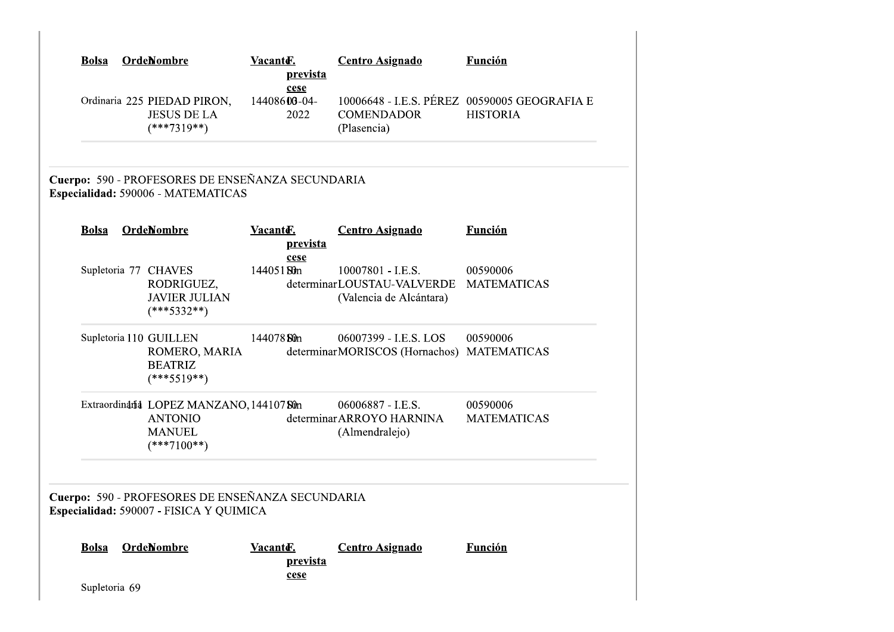| Bolsa | Orden | Nombre | Vacante | F. prevista cese | Centro Asignado | Función |
|---|---|---|---|---|---|---|
| Ordinaria | 225 | PIEDAD PIRON, JESUS DE LA (***7319**) | 1440860 | 03-04-2022 | 10006648 - I.E.S. PÉREZ COMENDADOR (Plasencia) | 00590005 GEOGRAFIA E HISTORIA |

**Cuerpo:** 590 - PROFESORES DE ENSEÑANZA SECUNDARIA
**Especialidad:** 590006 - MATEMATICAS

| Bolsa | Orden | Nombre | Vacante | F. prevista cese | Centro Asignado | Función |
|---|---|---|---|---|---|---|
| Supletoria | 77 | CHAVES RODRIGUEZ, JAVIER JULIAN (***5332**) | 14405180 | Sin determinar | 10007801 - I.E.S. LOUSTAU-VALVERDE (Valencia de Alcántara) | 00590006 MATEMATICAS |
| Supletoria | 110 | GUILLEN ROMERO, MARIA BEATRIZ (***5519**) | 14407880 | Sin determinar | 06007399 - I.E.S. LOS MORISCOS (Hornachos) | 00590006 MATEMATICAS |
| Extraordinaria | 11 | LOPEZ MANZANO, ANTONIO MANUEL (***7100**) | 14410780 | Sin determinar | 06006887 - I.E.S. ARROYO HARNINA (Almendralejo) | 00590006 MATEMATICAS |

**Cuerpo:** 590 - PROFESORES DE ENSEÑANZA SECUNDARIA
**Especialidad:** 590007 - FISICA Y QUIMICA

| Bolsa | Orden | Nombre | Vacante | F. prevista cese | Centro Asignado | Función |
|---|---|---|---|---|---|---|
| Supletoria | 69 | | | | | |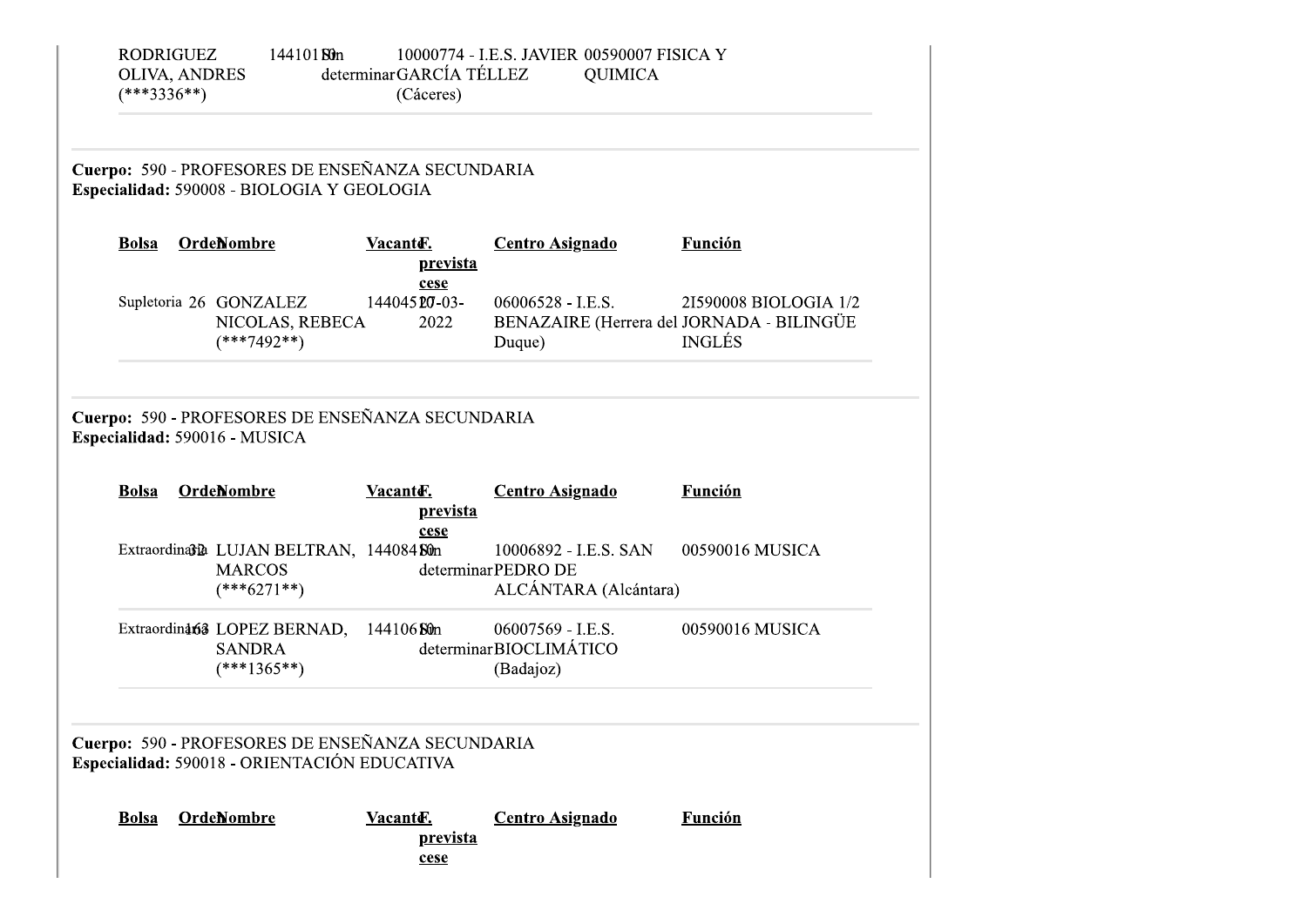| | | | | | | |
|---|---|---|---|---|---|---|
| | | RODRIGUEZ OLIVA, ANDRES (***3336**) | 14410180 | Sin determinar | 10000774 - I.E.S. JAVIER GARCÍA TÉLLEZ (Cáceres) | 00590007 FISICA Y QUIMICA |

**Cuerpo:** 590 - PROFESORES DE ENSEÑANZA SECUNDARIA
**Especialidad:** 590008 - BIOLOGIA Y GEOLOGIA

| Bolsa | Orden | Nombre | Vacante | F. prevista cese | Centro Asignado | Función |
|---|---|---|---|---|---|---|
| Supletoria | 26 | GONZALEZ NICOLAS, REBECA (***7492**) | 14404520 | 07-03-2022 | 06006528 - I.E.S. BENAZAIRE (Herrera del Duque) | 2I590008 BIOLOGIA 1/2 JORNADA - BILINGÜE INGLÉS |

**Cuerpo:** 590 - PROFESORES DE ENSEÑANZA SECUNDARIA
**Especialidad:** 590016 - MUSICA

| Bolsa | Orden | Nombre | Vacante | F. prevista cese | Centro Asignado | Función |
|---|---|---|---|---|---|---|
| Extraordinaria | 32 | LUJAN BELTRAN, MARCOS (***6271**) | 14408480 | Sin determinar | 10006892 - I.E.S. SAN PEDRO DE ALCÁNTARA (Alcántara) | 00590016 MUSICA |
| Extraordinaria | 163 | LOPEZ BERNAD, SANDRA (***1365**) | 14410680 | Sin determinar | 06007569 - I.E.S. BIOCLIMÁTICO (Badajoz) | 00590016 MUSICA |

**Cuerpo:** 590 - PROFESORES DE ENSEÑANZA SECUNDARIA
**Especialidad:** 590018 - ORIENTACIÓN EDUCATIVA

| Bolsa | Orden | Nombre | Vacante | F. prevista cese | Centro Asignado | Función |
|---|---|---|---|---|---|---|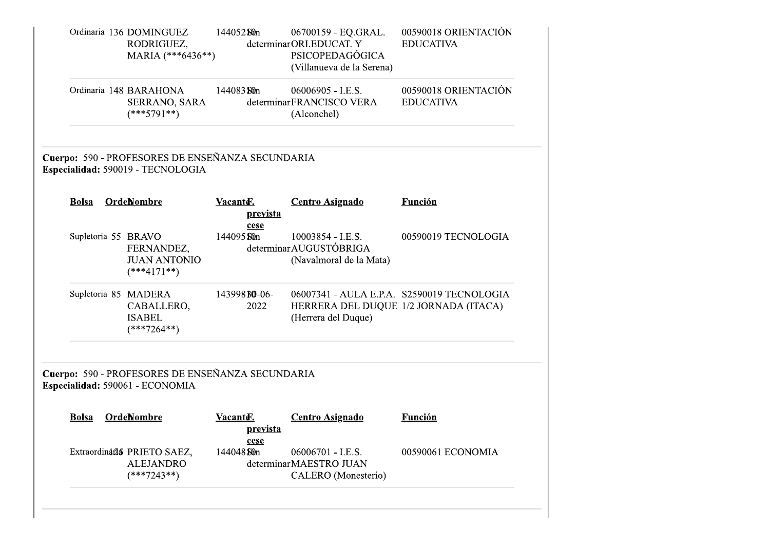| Bolsa | Orden | Nombre | Vacante | F. prevista cese | Centro Asignado | Función |
|---|---|---|---|---|---|---|
| Ordinaria | 136 | DOMINGUEZ RODRIGUEZ, MARIA (***6436**) | 144052 | Sin determinar | 06700159 - EQ.GRAL. ORI.EDUCAT. Y PSICOPEDAGÓGICA (Villanueva de la Serena) | 00590018 ORIENTACIÓN EDUCATIVA |
| Ordinaria | 148 | BARAHONA SERRANO, SARA (***5791**) | 144083 | Sin determinar | 06006905 - I.E.S. FRANCISCO VERA (Alconchel) | 00590018 ORIENTACIÓN EDUCATIVA |

**Cuerpo:** 590 - PROFESORES DE ENSEÑANZA SECUNDARIA
**Especialidad:** 590019 - TECNOLOGIA

| Bolsa | Orden | Nombre | Vacante | F. prevista cese | Centro Asignado | Función |
|---|---|---|---|---|---|---|
| Supletoria | 55 | BRAVO FERNANDEZ, JUAN ANTONIO (***4171**) | 144095 | Sin determinar | 10003854 - I.E.S. AUGUSTÓBRIGA (Navalmoral de la Mata) | 00590019 TECNOLOGIA |
| Supletoria | 85 | MADERA CABALLERO, ISABEL (***7264**) | 143998 | 30-06-2022 | 06007341 - AULA E.P.A. HERRERA DEL DUQUE (Herrera del Duque) | S2590019 TECNOLOGIA 1/2 JORNADA (ITACA) |

**Cuerpo:** 590 - PROFESORES DE ENSEÑANZA SECUNDARIA
**Especialidad:** 590061 - ECONOMIA

| Bolsa | Orden | Nombre | Vacante | F. prevista cese | Centro Asignado | Función |
|---|---|---|---|---|---|---|
| Extraordinaria | 125 | PRIETO SAEZ, ALEJANDRO (***7243**) | 144048 | Sin determinar | 06006701 - I.E.S. MAESTRO JUAN CALERO (Monesterio) | 00590061 ECONOMIA |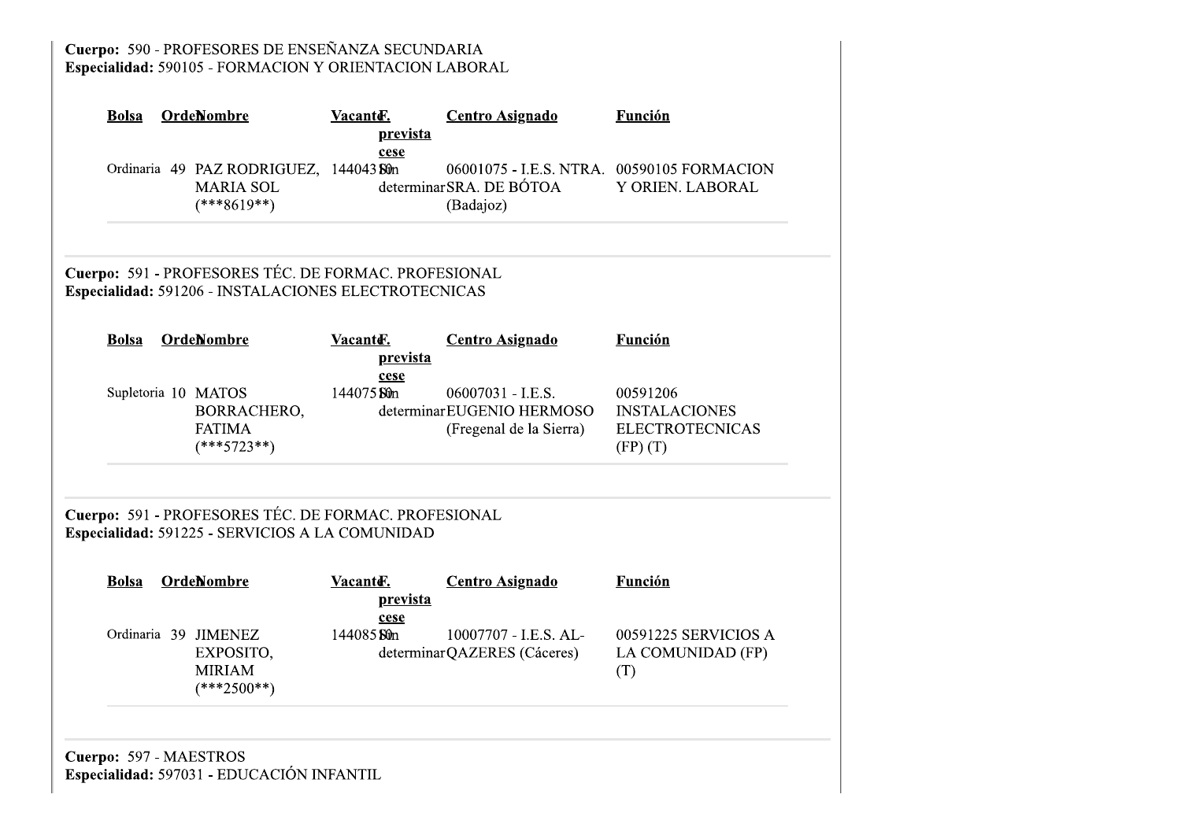**Cuerpo:** 590 - PROFESORES DE ENSEÑANZA SECUNDARIA
**Especialidad:** 590105 - FORMACION Y ORIENTACION LABORAL

| Bolsa | Orden | Nombre | Vacante | F. prevista cese | Centro Asignado | Función |
|---|---|---|---|---|---|---|
| Ordinaria | 49 | PAZ RODRIGUEZ, MARIA SOL (***8619**) | 1440438 | Sin determinar | 06001075 - I.E.S. NTRA. SRA. DE BÓTOA (Badajoz) | 00590105 FORMACION Y ORIEN. LABORAL |

**Cuerpo:** 591 - PROFESORES TÉC. DE FORMAC. PROFESIONAL
**Especialidad:** 591206 - INSTALACIONES ELECTROTECNICAS

| Bolsa | Orden | Nombre | Vacante | F. prevista cese | Centro Asignado | Función |
|---|---|---|---|---|---|---|
| Supletoria | 10 | MATOS BORRACHERO, FATIMA (***5723**) | 1440758 | Sin determinar | 06007031 - I.E.S. EUGENIO HERMOSO (Fregenal de la Sierra) | 00591206 INSTALACIONES ELECTROTECNICAS (FP) (T) |

**Cuerpo:** 591 - PROFESORES TÉC. DE FORMAC. PROFESIONAL
**Especialidad:** 591225 - SERVICIOS A LA COMUNIDAD

| Bolsa | Orden | Nombre | Vacante | F. prevista cese | Centro Asignado | Función |
|---|---|---|---|---|---|---|
| Ordinaria | 39 | JIMENEZ EXPOSITO, MIRIAM (***2500**) | 1440858 | Sin determinar | 10007707 - I.E.S. AL-QAZERES (Cáceres) | 00591225 SERVICIOS A LA COMUNIDAD (FP) (T) |

**Cuerpo:** 597 - MAESTROS
**Especialidad:** 597031 - EDUCACIÓN INFANTIL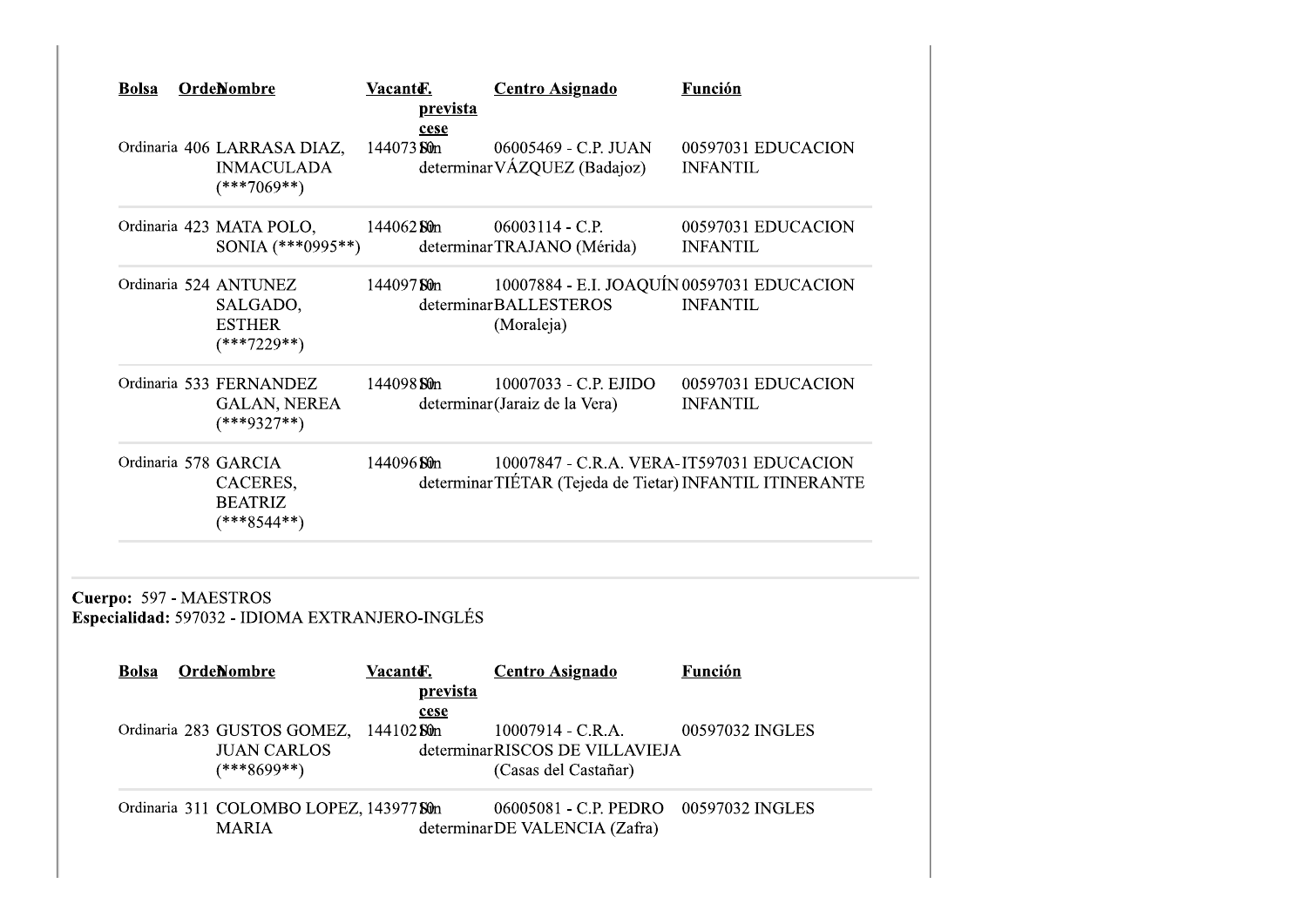| Bolsa | Orden | Nombre | Vacante | F. prevista cese | Centro Asignado | Función |
|---|---|---|---|---|---|---|
| Ordinaria | 406 | LARRASA DIAZ, INMACULADA (***7069**) | 144073 | Sin determinar | 06005469 - C.P. JUAN VÁZQUEZ (Badajoz) | 00597031 EDUCACION INFANTIL |
| Ordinaria | 423 | MATA POLO, SONIA (***0995**) | 144062 | Sin determinar | 06003114 - C.P. TRAJANO (Mérida) | 00597031 EDUCACION INFANTIL |
| Ordinaria | 524 | ANTUNEZ SALGADO, ESTHER (***7229**) | 144097 | Sin determinar | 10007884 - E.I. JOAQUÍN BALLESTEROS (Moraleja) | 00597031 EDUCACION INFANTIL |
| Ordinaria | 533 | FERNANDEZ GALAN, NEREA (***9327**) | 144098 | Sin determinar | 10007033 - C.P. EJIDO (Jaraiz de la Vera) | 00597031 EDUCACION INFANTIL |
| Ordinaria | 578 | GARCIA CACERES, BEATRIZ (***8544**) | 144096 | Sin determinar | 10007847 - C.R.A. VERA-TIÉTAR (Tejeda de Tietar) | IT597031 EDUCACION INFANTIL ITINERANTE |

**Cuerpo:** 597 - MAESTROS
**Especialidad:** 597032 - IDIOMA EXTRANJERO-INGLÉS

| Bolsa | Orden | Nombre | Vacante | F. prevista cese | Centro Asignado | Función |
|---|---|---|---|---|---|---|
| Ordinaria | 283 | GUSTOS GOMEZ, JUAN CARLOS (***8699**) | 144102 | Sin determinar | 10007914 - C.R.A. RISCOS DE VILLAVIEJA (Casas del Castañar) | 00597032 INGLES |
| Ordinaria | 311 | COLOMBO LOPEZ, MARIA | 143977 | Sin determinar | 06005081 - C.P. PEDRO DE VALENCIA (Zafra) | 00597032 INGLES |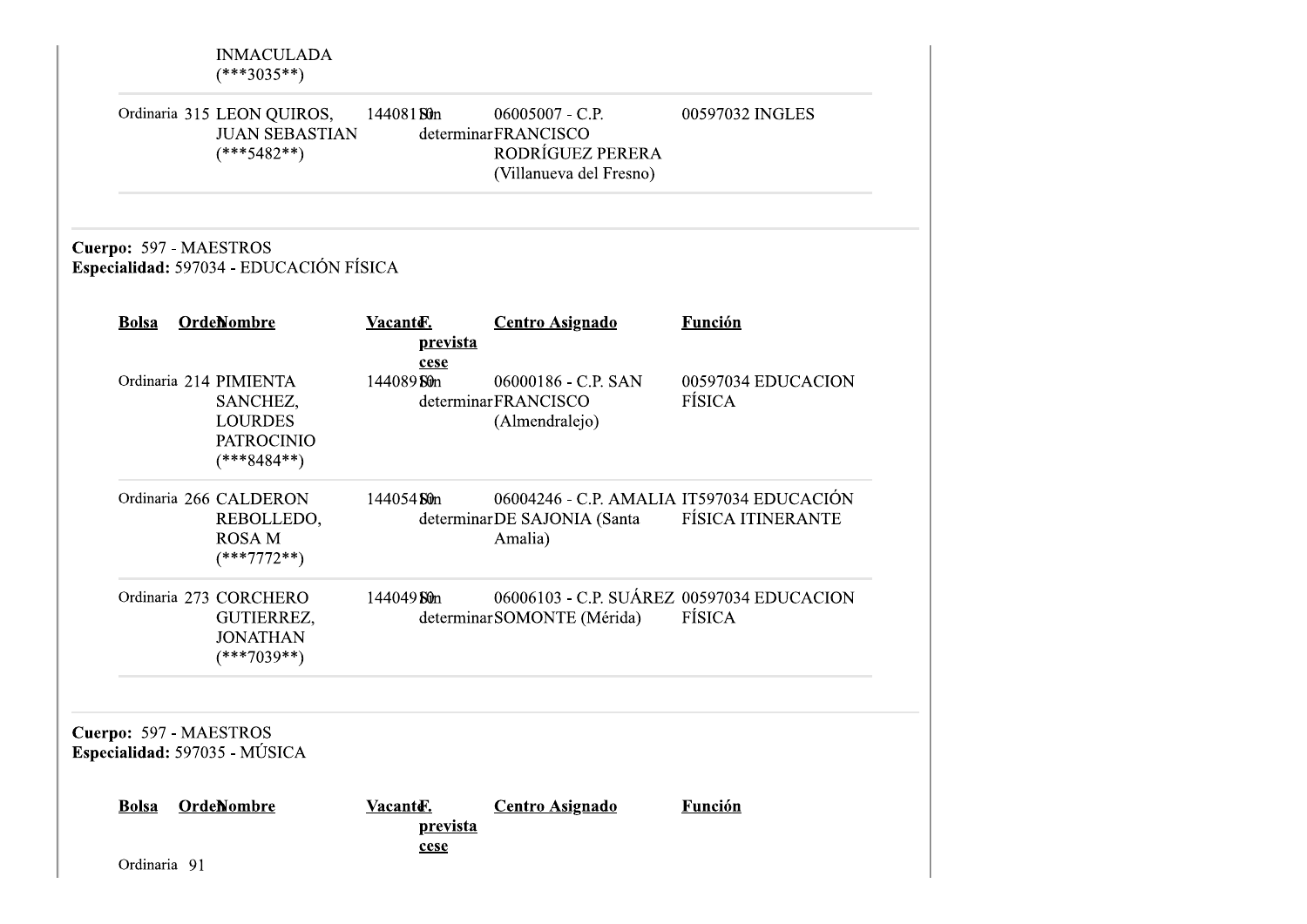| | | INMACULADA (***3035**) | | | | |
|---|---|---|---|---|---|---|
| Ordinaria | 315 | LEON QUIROS, JUAN SEBASTIAN (***5482**) | 1440815 | Sin determinar | 06005007 - C.P. FRANCISCO RODRÍGUEZ PERERA (Villanueva del Fresno) | 00597032 INGLES |

**Cuerpo:** 597 - MAESTROS
**Especialidad:** 597034 - EDUCACIÓN FÍSICA

| Bolsa | Orden | Nombre | Vacante | F. prevista cese | Centro Asignado | Función |
|---|---|---|---|---|---|---|
| Ordinaria | 214 | PIMIENTA SANCHEZ, LOURDES PATROCINIO (***8484**) | 1440898 | Sin determinar | 06000186 - C.P. SAN FRANCISCO (Almendralejo) | 00597034 EDUCACION FÍSICA |
| Ordinaria | 266 | CALDERON REBOLLEDO, ROSA M (***7772**) | 1440548 | Sin determinar | 06004246 - C.P. AMALIA DE SAJONIA (Santa Amalia) | IT597034 EDUCACIÓN FÍSICA ITINERANTE |
| Ordinaria | 273 | CORCHERO GUTIERREZ, JONATHAN (***7039**) | 1440498 | Sin determinar | 06006103 - C.P. SUÁREZ SOMONTE (Mérida) | 00597034 EDUCACION FÍSICA |

**Cuerpo:** 597 - MAESTROS
**Especialidad:** 597035 - MÚSICA

| Bolsa | Orden | Nombre | Vacante | F. prevista cese | Centro Asignado | Función |
|---|---|---|---|---|---|---|
| Ordinaria | 91 | | | | | |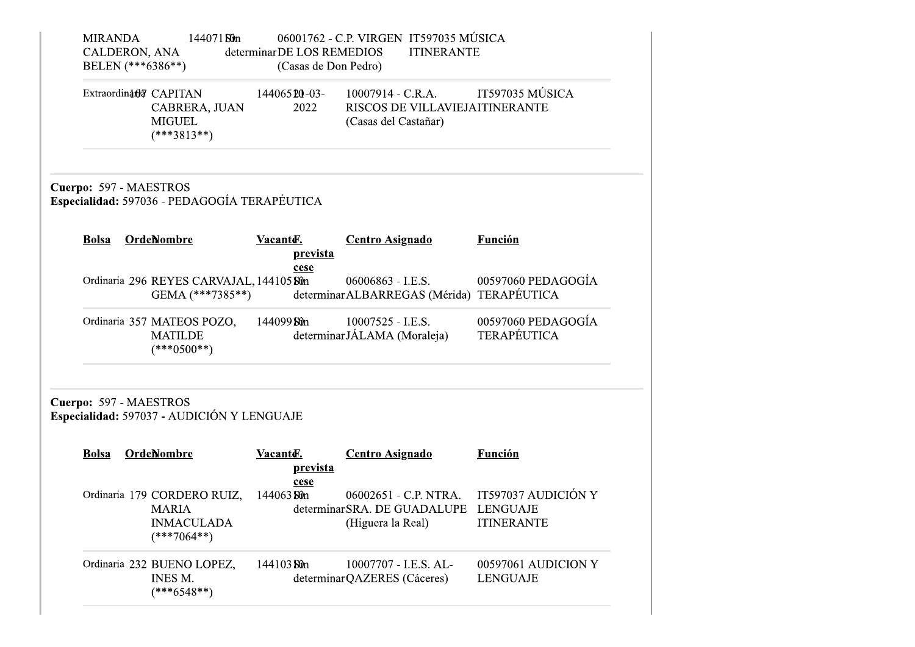| Bolsa | Orden | Nombre | Vacante | F. prevista cese | Centro Asignado | Función |
|---|---|---|---|---|---|---|
| | | MIRANDA CALDERON, ANA BELEN (***6386**) | 1440718 | Sin determinar | 06001762 - C.P. VIRGEN DE LOS REMEDIOS (Casas de Don Pedro) | IT597035 MÚSICA ITINERANTE |
| Extraordinaria | 107 | CAPITAN CABRERA, JUAN MIGUEL (***3813**) | 1440652 | 10-03-2022 | 10007914 - C.R.A. RISCOS DE VILLAVIEJA (Casas del Castañar) | IT597035 MÚSICA ITINERANTE |

**Cuerpo:** 597 - MAESTROS
**Especialidad:** 597036 - PEDAGOGÍA TERAPÉUTICA

| Bolsa | Orden | Nombre | Vacante | F. prevista cese | Centro Asignado | Función |
|---|---|---|---|---|---|---|
| Ordinaria | 296 | REYES CARVAJAL, GEMA (***7385**) | 1441058 | Sin determinar | 06006863 - I.E.S. ALBARREGAS (Mérida) | 00597060 PEDAGOGÍA TERAPÉUTICA |
| Ordinaria | 357 | MATEOS POZO, MATILDE (***0500**) | 1440991 | Sin determinar | 10007525 - I.E.S. JÁLAMA (Moraleja) | 00597060 PEDAGOGÍA TERAPÉUTICA |

**Cuerpo:** 597 - MAESTROS
**Especialidad:** 597037 - AUDICIÓN Y LENGUAJE

| Bolsa | Orden | Nombre | Vacante | F. prevista cese | Centro Asignado | Función |
|---|---|---|---|---|---|---|
| Ordinaria | 179 | CORDERO RUIZ, MARIA INMACULADA (***7064**) | 1440638 | Sin determinar | 06002651 - C.P. NTRA. SRA. DE GUADALUPE (Higuera la Real) | IT597037 AUDICIÓN Y LENGUAJE ITINERANTE |
| Ordinaria | 232 | BUENO LOPEZ, INES M. (***6548**) | 1441038 | Sin determinar | 10007707 - I.E.S. AL-QAZERES (Cáceres) | 00597061 AUDICION Y LENGUAJE |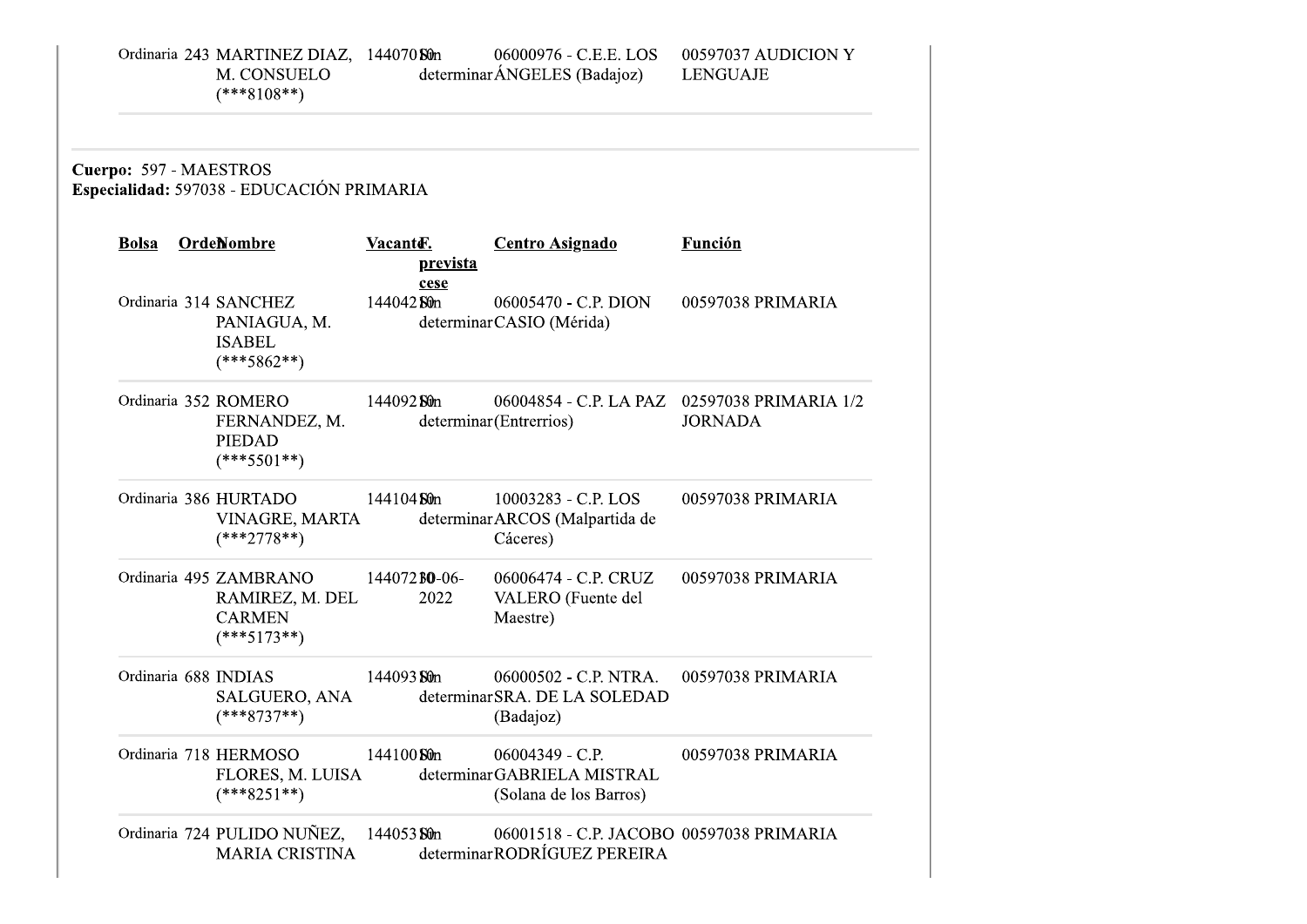| Bolsa | Orden | Nombre | Vacante | F. prevista cese | Centro Asignado | Función |
|---|---|---|---|---|---|---|
| Ordinaria | 243 | MARTINEZ DIAZ, M. CONSUELO (***8108**) | 144070 | Sin determinar | 06000976 - C.E.E. LOS ÁNGELES (Badajoz) | 00597037 AUDICION Y LENGUAJE |

**Cuerpo:** 597 - MAESTROS
**Especialidad:** 597038 - EDUCACIÓN PRIMARIA

| Bolsa | Orden | Nombre | Vacante | F. prevista cese | Centro Asignado | Función |
|---|---|---|---|---|---|---|
| Ordinaria | 314 | SANCHEZ PANIAGUA, M. ISABEL (***5862**) | 144042 | Sin determinar | 06005470 - C.P. DION CASIO (Mérida) | 00597038 PRIMARIA |
| Ordinaria | 352 | ROMERO FERNANDEZ, M. PIEDAD (***5501**) | 144092 | Sin determinar | 06004854 - C.P. LA PAZ (Entrerrios) | 02597038 PRIMARIA 1/2 JORNADA |
| Ordinaria | 386 | HURTADO VINAGRE, MARTA (***2778**) | 144104 | Sin determinar | 10003283 - C.P. LOS ARCOS (Malpartida de Cáceres) | 00597038 PRIMARIA |
| Ordinaria | 495 | ZAMBRANO RAMIREZ, M. DEL CARMEN (***5173**) | 144072 | 30-06-2022 | 06006474 - C.P. CRUZ VALERO (Fuente del Maestre) | 00597038 PRIMARIA |
| Ordinaria | 688 | INDIAS SALGUERO, ANA (***8737**) | 144093 | Sin determinar | 06000502 - C.P. NTRA. SRA. DE LA SOLEDAD (Badajoz) | 00597038 PRIMARIA |
| Ordinaria | 718 | HERMOSO FLORES, M. LUISA (***8251**) | 144100 | Sin determinar | 06004349 - C.P. GABRIELA MISTRAL (Solana de los Barros) | 00597038 PRIMARIA |
| Ordinaria | 724 | PULIDO NUÑEZ, MARIA CRISTINA | 144053 | Sin determinar | 06001518 - C.P. JACOBO RODRÍGUEZ PEREIRA | 00597038 PRIMARIA |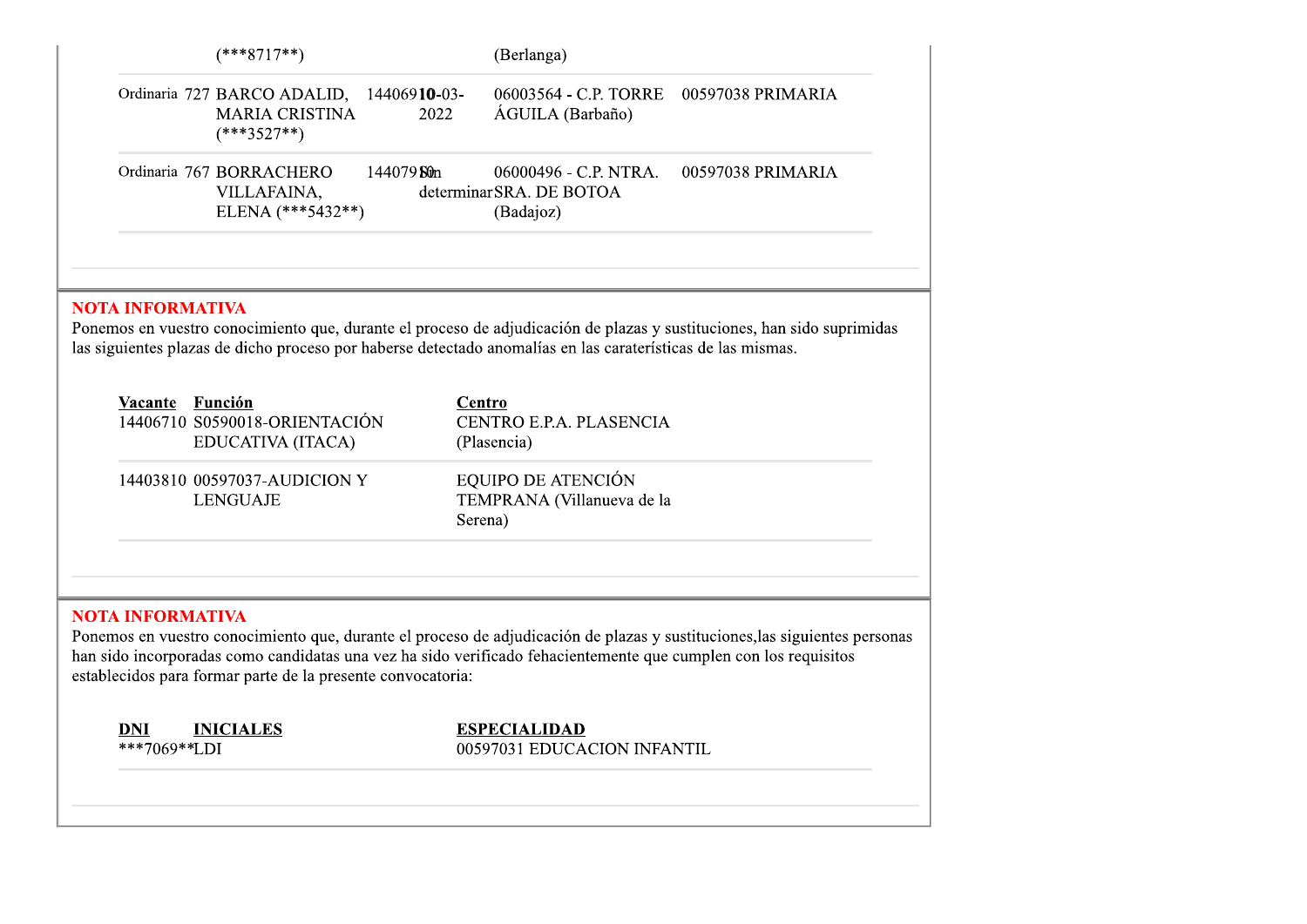| | | | | | | |
|---|---|---|---|---|---|---|
| | | (***8717**) | | | (Berlanga) | |
| Ordinaria | 727 | BARCO ADALID, MARIA CRISTINA (***3527**) | 14406910 | 10-03-2022 | 06003564 - C.P. TORRE ÁGUILA (Barbaño) | 00597038 PRIMARIA |
| Ordinaria | 767 | BORRACHERO VILLAFAINA, ELENA (***5432**) | 14407980 | Sin determinar | 06000496 - C.P. NTRA. SRA. DE BOTOA (Badajoz) | 00597038 PRIMARIA |

**NOTA INFORMATIVA**

Ponemos en vuestro conocimiento que, durante el proceso de adjudicación de plazas y sustituciones, han sido suprimidas las siguientes plazas de dicho proceso por haberse detectado anomalías en las caraterísticas de las mismas.

| Vacante | Función | Centro |
|---|---|---|
| 14406710 | S0590018-ORIENTACIÓN EDUCATIVA (ITACA) | CENTRO E.P.A. PLASENCIA (Plasencia) |
| 14403810 | 00597037-AUDICION Y LENGUAJE | EQUIPO DE ATENCIÓN TEMPRANA (Villanueva de la Serena) |

**NOTA INFORMATIVA**

Ponemos en vuestro conocimiento que, durante el proceso de adjudicación de plazas y sustituciones,las siguientes personas han sido incorporadas como candidatas una vez ha sido verificado fehacientemente que cumplen con los requisitos establecidos para formar parte de la presente convocatoria:

| DNI | INICIALES | ESPECIALIDAD |
|---|---|---|
| ***7069** | LDI | 00597031 EDUCACION INFANTIL |